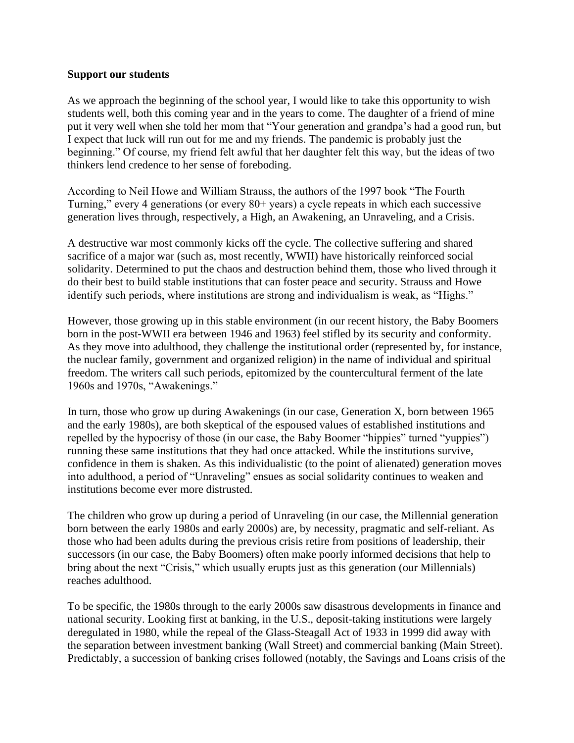**Support our students**

As we approach the beginning of the school year, I would like to take this opportunity to wish students well, both this coming year and in the years to come. The daughter of a friend of mine put it very well when she told her mom that "Your generation and grandpa's had a good run, but I expect that luck will run out for me and my friends. The pandemic is probably just the beginning." Of course, my friend felt awful that her daughter felt this way, but the ideas of two thinkers lend credence to her sense of foreboding.

According to Neil Howe and William Strauss, the authors of the 1997 book "The Fourth Turning," every 4 generations (or every 80+ years) a cycle repeats in which each successive generation lives through, respectively, a High, an Awakening, an Unraveling, and a Crisis.

A destructive war most commonly kicks off the cycle. The collective suffering and shared sacrifice of a major war (such as, most recently, WWII) have historically reinforced social solidarity. Determined to put the chaos and destruction behind them, those who lived through it do their best to build stable institutions that can foster peace and security. Strauss and Howe identify such periods, where institutions are strong and individualism is weak, as "Highs."

However, those growing up in this stable environment (in our recent history, the Baby Boomers born in the post-WWII era between 1946 and 1963) feel stifled by its security and conformity. As they move into adulthood, they challenge the institutional order (represented by, for instance, the nuclear family, government and organized religion) in the name of individual and spiritual freedom. The writers call such periods, epitomized by the countercultural ferment of the late 1960s and 1970s, "Awakenings."

In turn, those who grow up during Awakenings (in our case, Generation X, born between 1965 and the early 1980s), are both skeptical of the espoused values of established institutions and repelled by the hypocrisy of those (in our case, the Baby Boomer "hippies" turned "yuppies") running these same institutions that they had once attacked. While the institutions survive, confidence in them is shaken. As this individualistic (to the point of alienated) generation moves into adulthood, a period of "Unraveling" ensues as social solidarity continues to weaken and institutions become ever more distrusted.

The children who grow up during a period of Unraveling (in our case, the Millennial generation born between the early 1980s and early 2000s) are, by necessity, pragmatic and self-reliant. As those who had been adults during the previous crisis retire from positions of leadership, their successors (in our case, the Baby Boomers) often make poorly informed decisions that help to bring about the next "Crisis," which usually erupts just as this generation (our Millennials) reaches adulthood.

To be specific, the 1980s through to the early 2000s saw disastrous developments in finance and national security. Looking first at banking, in the U.S., deposit-taking institutions were largely deregulated in 1980, while the repeal of the Glass-Steagall Act of 1933 in 1999 did away with the separation between investment banking (Wall Street) and commercial banking (Main Street). Predictably, a succession of banking crises followed (notably, the Savings and Loans crisis of the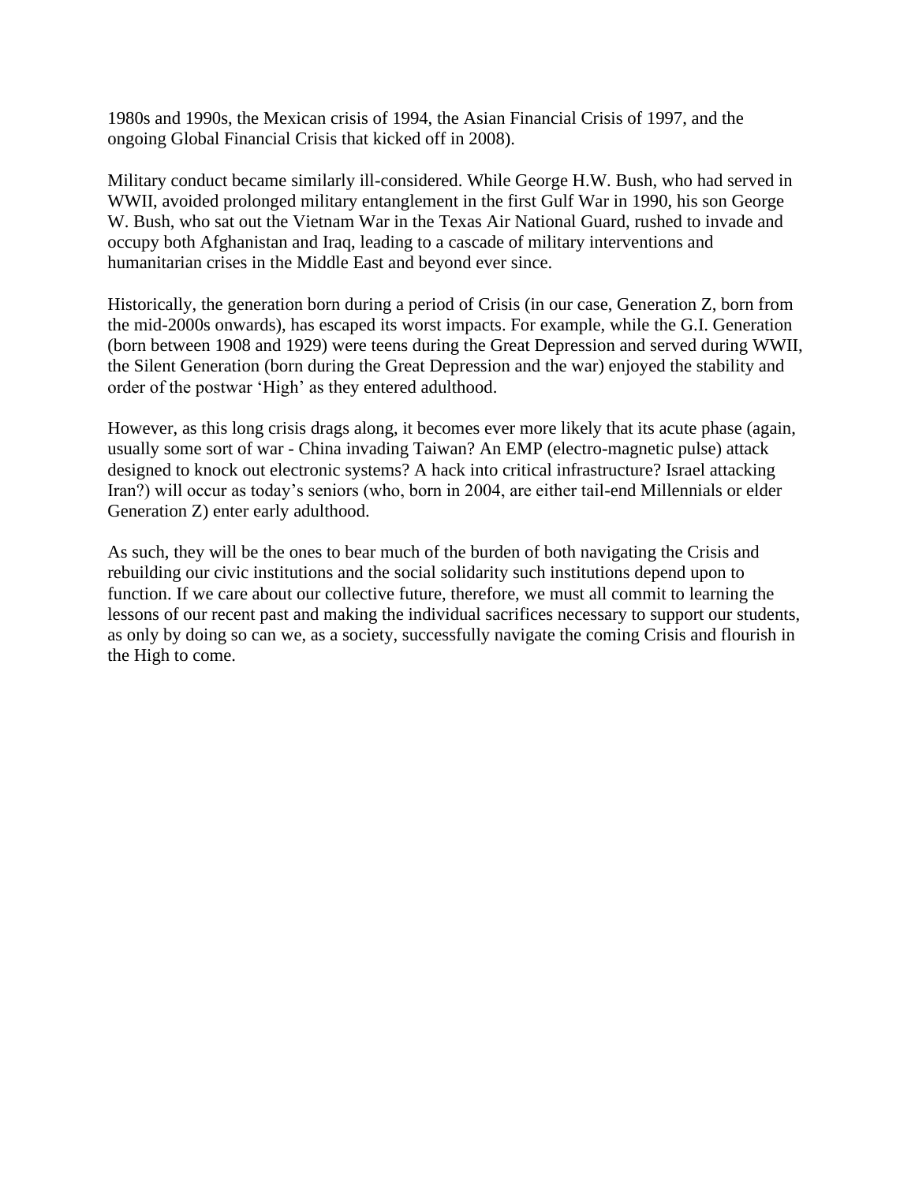1980s and 1990s, the Mexican crisis of 1994, the Asian Financial Crisis of 1997, and the ongoing Global Financial Crisis that kicked off in 2008).

Military conduct became similarly ill-considered. While George H.W. Bush, who had served in WWII, avoided prolonged military entanglement in the first Gulf War in 1990, his son George W. Bush, who sat out the Vietnam War in the Texas Air National Guard, rushed to invade and occupy both Afghanistan and Iraq, leading to a cascade of military interventions and humanitarian crises in the Middle East and beyond ever since.

Historically, the generation born during a period of Crisis (in our case, Generation Z, born from the mid-2000s onwards), has escaped its worst impacts. For example, while the G.I. Generation (born between 1908 and 1929) were teens during the Great Depression and served during WWII, the Silent Generation (born during the Great Depression and the war) enjoyed the stability and order of the postwar 'High' as they entered adulthood.

However, as this long crisis drags along, it becomes ever more likely that its acute phase (again, usually some sort of war - China invading Taiwan? An EMP (electro-magnetic pulse) attack designed to knock out electronic systems? A hack into critical infrastructure? Israel attacking Iran?) will occur as today's seniors (who, born in 2004, are either tail-end Millennials or elder Generation Z) enter early adulthood.

As such, they will be the ones to bear much of the burden of both navigating the Crisis and rebuilding our civic institutions and the social solidarity such institutions depend upon to function. If we care about our collective future, therefore, we must all commit to learning the lessons of our recent past and making the individual sacrifices necessary to support our students, as only by doing so can we, as a society, successfully navigate the coming Crisis and flourish in the High to come.